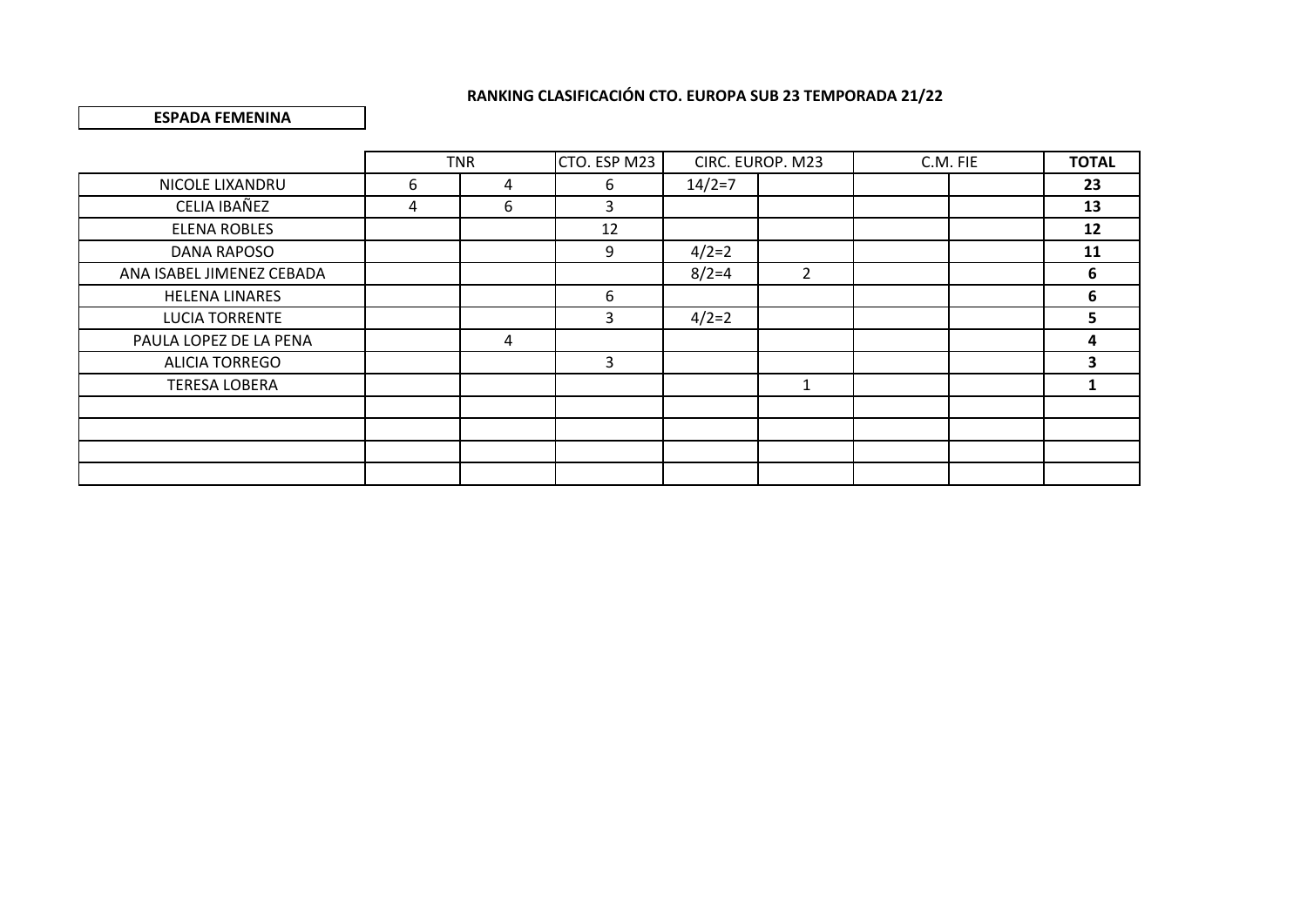**RANKING CLASIFICACIÓN CTO. EUROPA SUB 23 TEMPORADA 21/22**

**ESPADA FEMENINA**

| | TNR | | CTO. ESP M23 | CIRC. EUROP. M23 | | C.M. FIE | | **TOTAL** |
|---|---|---|---|---|---|---|---|---|
| NICOLE LIXANDRU | 6 | 4 | 6 | 14/2=7 | | | | **23** |
| CELIA IBAÑEZ | 4 | 6 | 3 | | | | | **13** |
| ELENA ROBLES | | | 12 | | | | | **12** |
| DANA RAPOSO | | | 9 | 4/2=2 | | | | **11** |
| ANA ISABEL JIMENEZ CEBADA | | | | 8/2=4 | 2 | | | **6** |
| HELENA LINARES | | | 6 | | | | | **6** |
| LUCIA TORRENTE | | | 3 | 4/2=2 | | | | **5** |
| PAULA LOPEZ DE LA PENA | | 4 | | | | | | **4** |
| ALICIA TORREGO | | | 3 | | | | | **3** |
| TERESA LOBERA | | | | | 1 | | | **1** |
| | | | | | | | | |
| | | | | | | | | |
| | | | | | | | | |
| | | | | | | | | |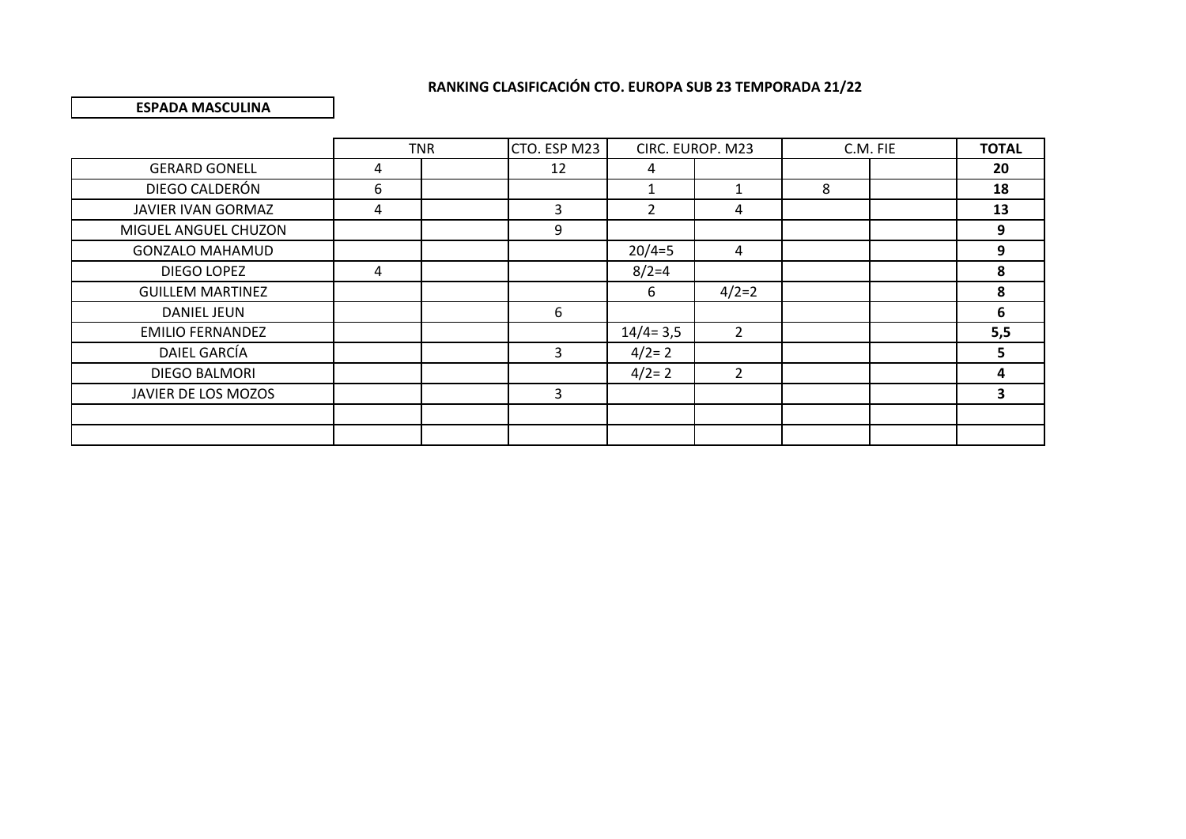**RANKING CLASIFICACIÓN CTO. EUROPA SUB 23 TEMPORADA 21/22**

**ESPADA MASCULINA**

| | TNR | | CTO. ESP M23 | CIRC. EUROP. M23 | | C.M. FIE | | **TOTAL** |
|---|---|---|---|---|---|---|---|---|
| GERARD GONELL | 4 | | 12 | 4 | | | | **20** |
| DIEGO CALDERÓN | 6 | | | 1 | 1 | 8 | | **18** |
| JAVIER IVAN GORMAZ | 4 | | 3 | 2 | 4 | | | **13** |
| MIGUEL ANGUEL CHUZON | | | 9 | | | | | **9** |
| GONZALO MAHAMUD | | | | 20/4=5 | 4 | | | **9** |
| DIEGO LOPEZ | 4 | | | 8/2=4 | | | | **8** |
| GUILLEM MARTINEZ | | | | 6 | 4/2=2 | | | **8** |
| DANIEL JEUN | | | 6 | | | | | **6** |
| EMILIO FERNANDEZ | | | | 14/4= 3,5 | 2 | | | **5,5** |
| DAIEL GARCÍA | | | 3 | 4/2= 2 | | | | **5** |
| DIEGO BALMORI | | | | 4/2= 2 | 2 | | | **4** |
| JAVIER DE LOS MOZOS | | | 3 | | | | | **3** |
| | | | | | | | | |
| | | | | | | | | |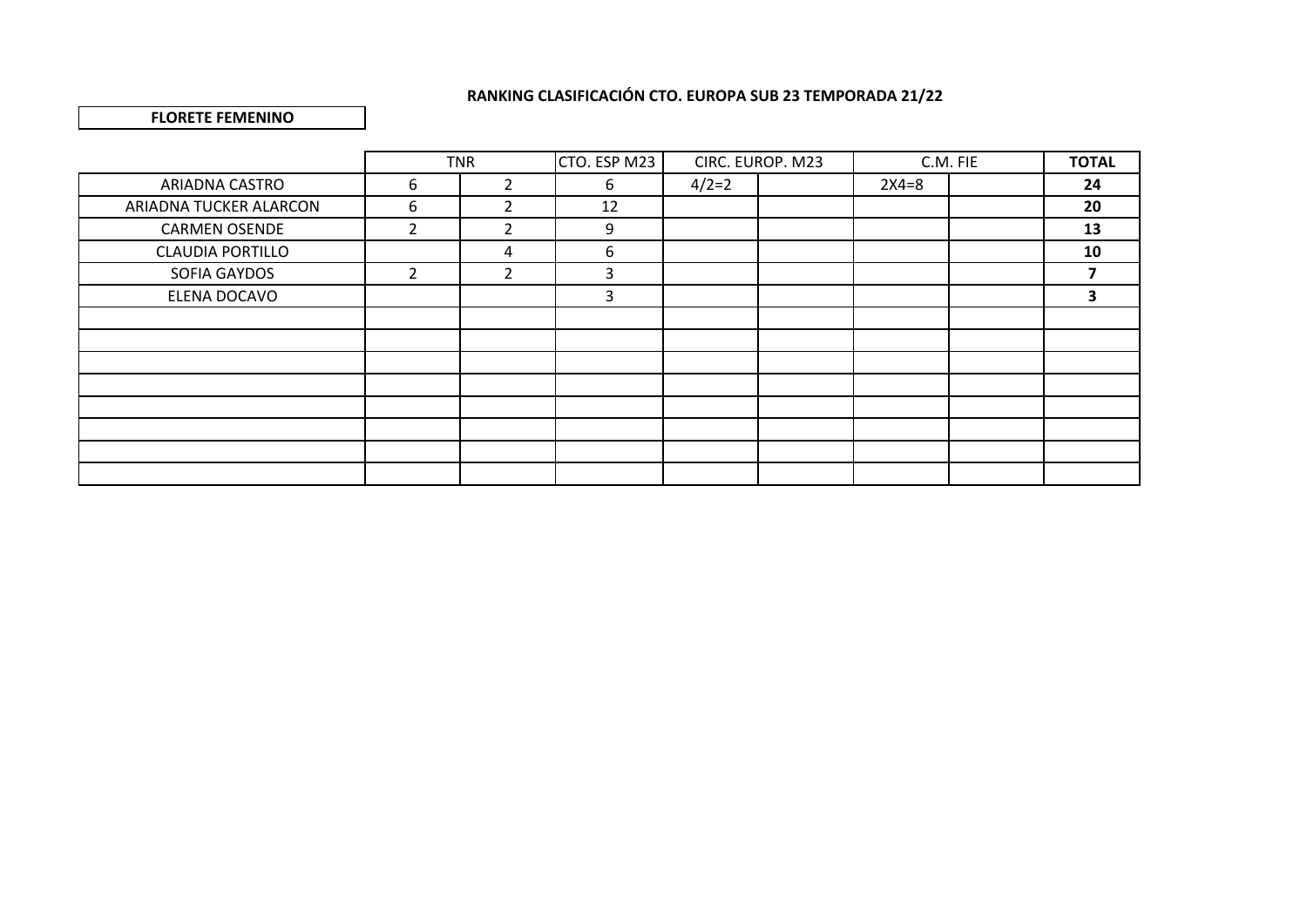**RANKING CLASIFICACIÓN CTO. EUROPA SUB 23 TEMPORADA 21/22**

**FLORETE FEMENINO**

| | TNR | | CTO. ESP M23 | CIRC. EUROP. M23 | | C.M. FIE | | **TOTAL** |
|---|---|---|---|---|---|---|---|---|
| ARIADNA CASTRO | 6 | 2 | 6 | 4/2=2 | | 2X4=8 | | **24** |
| ARIADNA TUCKER ALARCON | 6 | 2 | 12 | | | | | **20** |
| CARMEN OSENDE | 2 | 2 | 9 | | | | | **13** |
| CLAUDIA PORTILLO | | 4 | 6 | | | | | **10** |
| SOFIA GAYDOS | 2 | 2 | 3 | | | | | **7** |
| ELENA DOCAVO | | | 3 | | | | | **3** |
| | | | | | | | | |
| | | | | | | | | |
| | | | | | | | | |
| | | | | | | | | |
| | | | | | | | | |
| | | | | | | | | |
| | | | | | | | | |
| | | | | | | | | |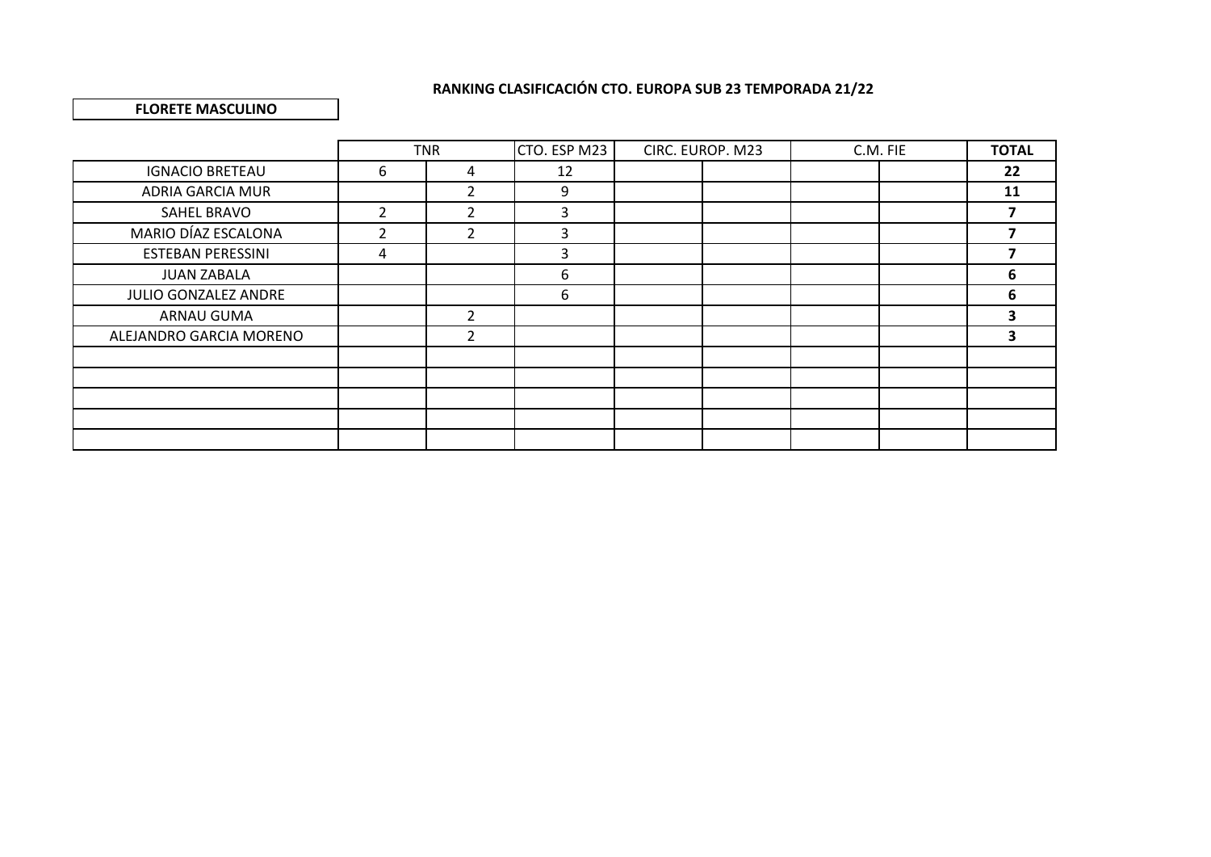**RANKING CLASIFICACIÓN CTO. EUROPA SUB 23 TEMPORADA 21/22**

**FLORETE MASCULINO**

| | TNR | | CTO. ESP M23 | CIRC. EUROP. M23 | | C.M. FIE | | **TOTAL** |
|---|---|---|---|---|---|---|---|---|
| IGNACIO BRETEAU | 6 | 4 | 12 | | | | | **22** |
| ADRIA GARCIA MUR | | 2 | 9 | | | | | **11** |
| SAHEL BRAVO | 2 | 2 | 3 | | | | | **7** |
| MARIO DÍAZ ESCALONA | 2 | 2 | 3 | | | | | **7** |
| ESTEBAN PERESSINI | 4 | | 3 | | | | | **7** |
| JUAN ZABALA | | | 6 | | | | | **6** |
| JULIO GONZALEZ ANDRE | | | 6 | | | | | **6** |
| ARNAU GUMA | | 2 | | | | | | **3** |
| ALEJANDRO GARCIA MORENO | | 2 | | | | | | **3** |
| | | | | | | | | |
| | | | | | | | | |
| | | | | | | | | |
| | | | | | | | | |
| | | | | | | | | |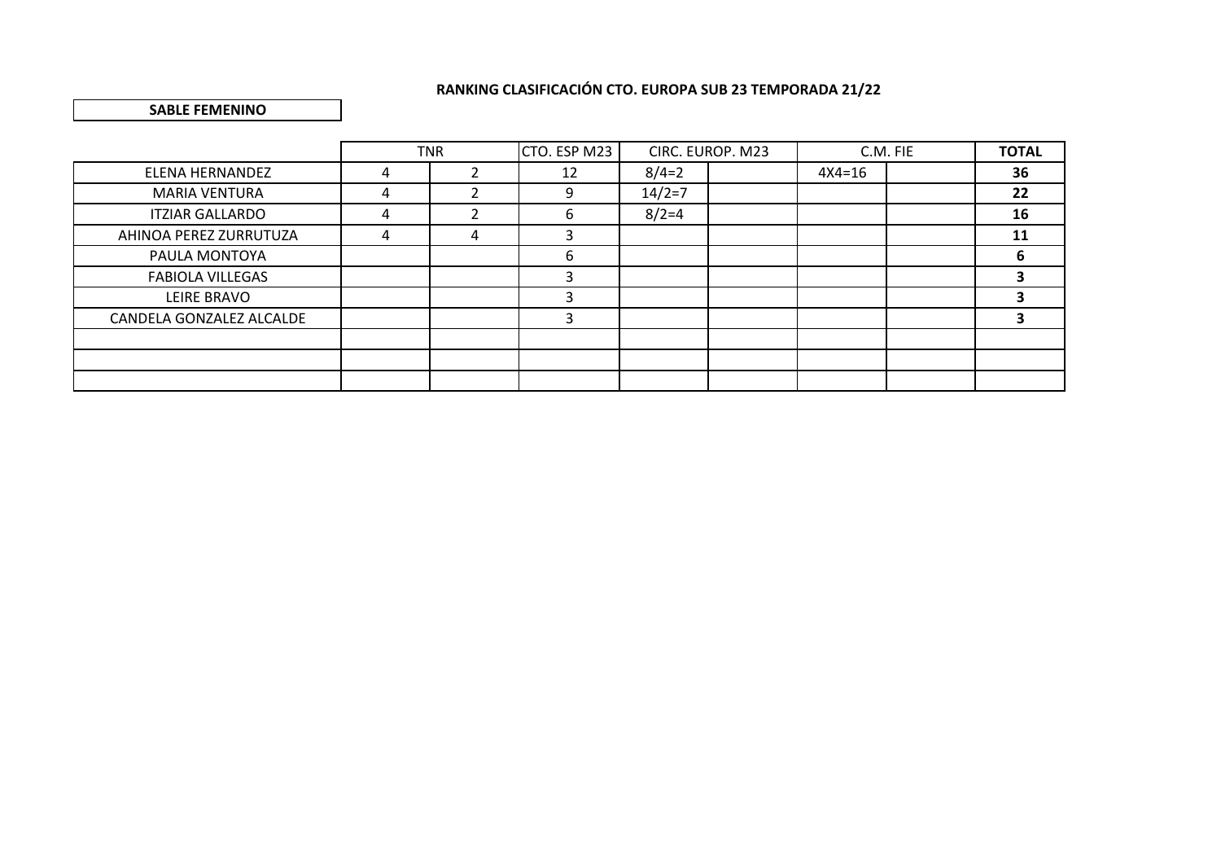**RANKING CLASIFICACIÓN CTO. EUROPA SUB 23 TEMPORADA 21/22**

**SABLE FEMENINO**

| | TNR | | CTO. ESP M23 | CIRC. EUROP. M23 | | C.M. FIE | | **TOTAL** |
|---|---|---|---|---|---|---|---|---|
| ELENA HERNANDEZ | 4 | 2 | 12 | 8/4=2 | | 4X4=16 | | **36** |
| MARIA VENTURA | 4 | 2 | 9 | 14/2=7 | | | | **22** |
| ITZIAR GALLARDO | 4 | 2 | 6 | 8/2=4 | | | | **16** |
| AHINOA PEREZ ZURRUTUZA | 4 | 4 | 3 | | | | | **11** |
| PAULA MONTOYA | | | 6 | | | | | **6** |
| FABIOLA VILLEGAS | | | 3 | | | | | **3** |
| LEIRE BRAVO | | | 3 | | | | | **3** |
| CANDELA GONZALEZ ALCALDE | | | 3 | | | | | **3** |
| | | | | | | | | |
| | | | | | | | | |
| | | | | | | | | |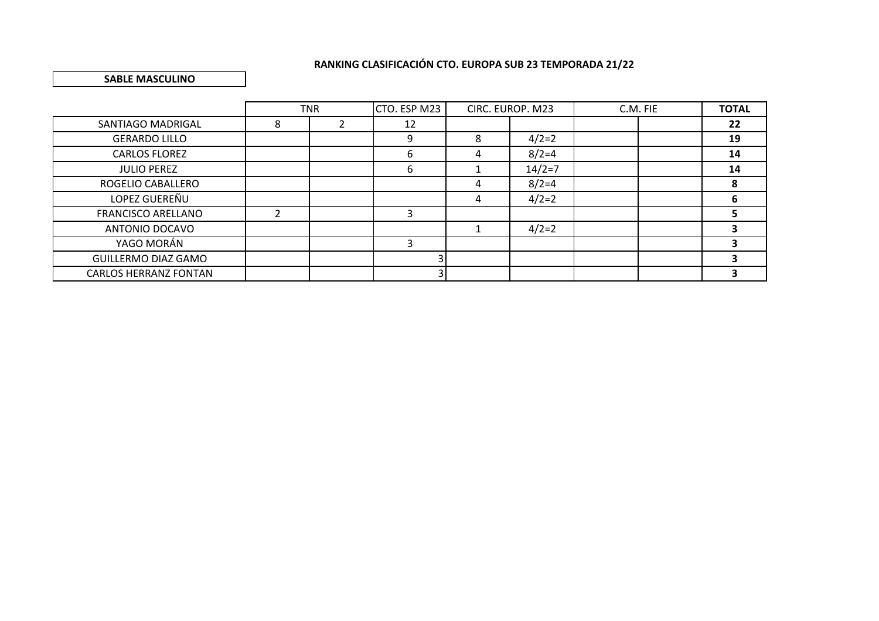### RANKING CLASIFICACIÓN CTO. EUROPA SUB 23 TEMPORADA 21/22

**SABLE MASCULINO**

| | TNR | | CTO. ESP M23 | CIRC. EUROP. M23 | | C.M. FIE | | TOTAL |
|---|---|---|---|---|---|---|---|---|
| SANTIAGO MADRIGAL | 8 | 2 | 12 | | | | | **22** |
| GERARDO LILLO | | | 9 | 8 | 4/2=2 | | | **19** |
| CARLOS FLOREZ | | | 6 | 4 | 8/2=4 | | | **14** |
| JULIO PEREZ | | | 6 | 1 | 14/2=7 | | | **14** |
| ROGELIO CABALLERO | | | | 4 | 8/2=4 | | | **8** |
| LOPEZ GUEREÑU | | | | 4 | 4/2=2 | | | **6** |
| FRANCISCO ARELLANO | 2 | | 3 | | | | | **5** |
| ANTONIO DOCAVO | | | | 1 | 4/2=2 | | | **3** |
| YAGO MORÁN | | | 3 | | | | | **3** |
| GUILLERMO DIAZ GAMO | | | 3 | | | | | **3** |
| CARLOS HERRANZ FONTAN | | | 3 | | | | | **3** |